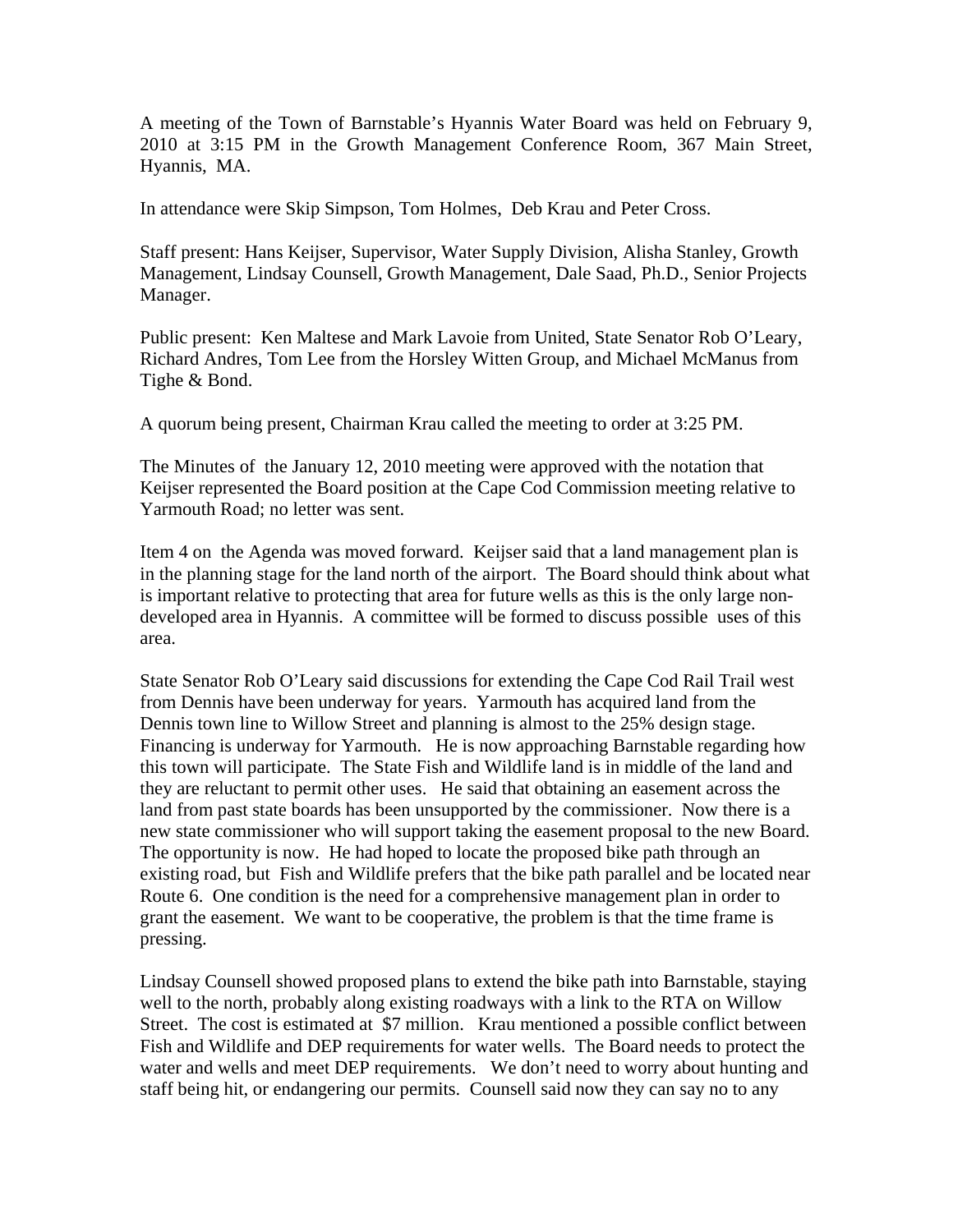A meeting of the Town of Barnstable's Hyannis Water Board was held on February 9, 2010 at 3:15 PM in the Growth Management Conference Room, 367 Main Street, Hyannis, MA.

In attendance were Skip Simpson, Tom Holmes, Deb Krau and Peter Cross.

Staff present: Hans Keijser, Supervisor, Water Supply Division, Alisha Stanley, Growth Management, Lindsay Counsell, Growth Management, Dale Saad, Ph.D., Senior Projects Manager.

Public present: Ken Maltese and Mark Lavoie from United, State Senator Rob O'Leary, Richard Andres, Tom Lee from the Horsley Witten Group, and Michael McManus from Tighe & Bond.

A quorum being present, Chairman Krau called the meeting to order at 3:25 PM.

The Minutes of the January 12, 2010 meeting were approved with the notation that Keijser represented the Board position at the Cape Cod Commission meeting relative to Yarmouth Road; no letter was sent.

Item 4 on the Agenda was moved forward. Keijser said that a land management plan is in the planning stage for the land north of the airport. The Board should think about what is important relative to protecting that area for future wells as this is the only large non-developed area in Hyannis. A committee will be formed to discuss possible uses of this area.

State Senator Rob O'Leary said discussions for extending the Cape Cod Rail Trail west from Dennis have been underway for years. Yarmouth has acquired land from the Dennis town line to Willow Street and planning is almost to the 25% design stage. Financing is underway for Yarmouth. He is now approaching Barnstable regarding how this town will participate. The State Fish and Wildlife land is in middle of the land and they are reluctant to permit other uses. He said that obtaining an easement across the land from past state boards has been unsupported by the commissioner. Now there is a new state commissioner who will support taking the easement proposal to the new Board. The opportunity is now. He had hoped to locate the proposed bike path through an existing road, but Fish and Wildlife prefers that the bike path parallel and be located near Route 6. One condition is the need for a comprehensive management plan in order to grant the easement. We want to be cooperative, the problem is that the time frame is pressing.

Lindsay Counsell showed proposed plans to extend the bike path into Barnstable, staying well to the north, probably along existing roadways with a link to the RTA on Willow Street. The cost is estimated at $7 million. Krau mentioned a possible conflict between Fish and Wildlife and DEP requirements for water wells. The Board needs to protect the water and wells and meet DEP requirements. We don't need to worry about hunting and staff being hit, or endangering our permits. Counsell said now they can say no to any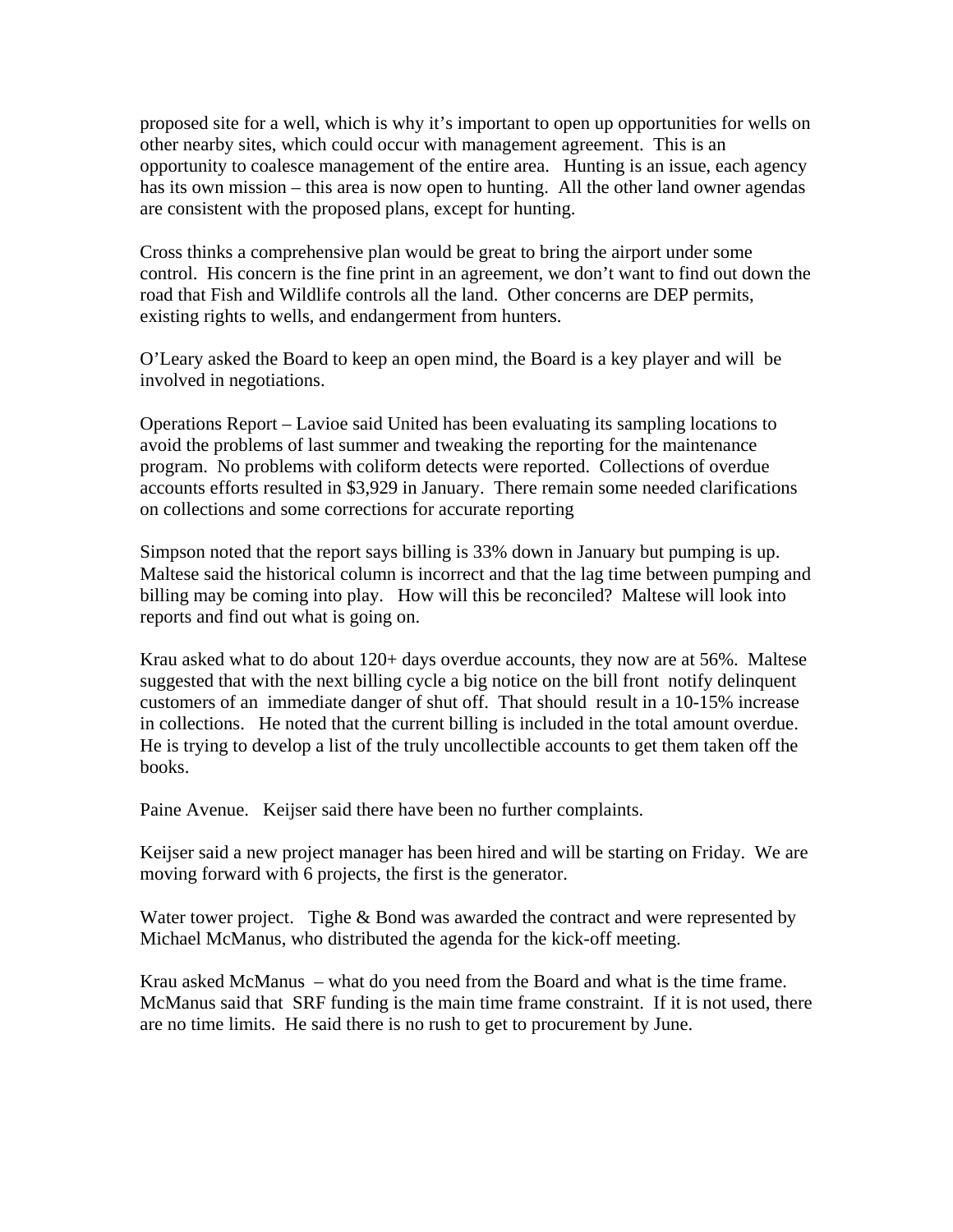proposed site for a well, which is why it's important to open up opportunities for wells on other nearby sites, which could occur with management agreement. This is an opportunity to coalesce management of the entire area. Hunting is an issue, each agency has its own mission – this area is now open to hunting. All the other land owner agendas are consistent with the proposed plans, except for hunting.

Cross thinks a comprehensive plan would be great to bring the airport under some control. His concern is the fine print in an agreement, we don't want to find out down the road that Fish and Wildlife controls all the land. Other concerns are DEP permits, existing rights to wells, and endangerment from hunters.

O'Leary asked the Board to keep an open mind, the Board is a key player and will be involved in negotiations.

Operations Report – Lavioe said United has been evaluating its sampling locations to avoid the problems of last summer and tweaking the reporting for the maintenance program. No problems with coliform detects were reported. Collections of overdue accounts efforts resulted in $3,929 in January. There remain some needed clarifications on collections and some corrections for accurate reporting

Simpson noted that the report says billing is 33% down in January but pumping is up. Maltese said the historical column is incorrect and that the lag time between pumping and billing may be coming into play. How will this be reconciled? Maltese will look into reports and find out what is going on.

Krau asked what to do about 120+ days overdue accounts, they now are at 56%. Maltese suggested that with the next billing cycle a big notice on the bill front notify delinquent customers of an immediate danger of shut off. That should result in a 10-15% increase in collections. He noted that the current billing is included in the total amount overdue. He is trying to develop a list of the truly uncollectible accounts to get them taken off the books.

Paine Avenue. Keijser said there have been no further complaints.

Keijser said a new project manager has been hired and will be starting on Friday. We are moving forward with 6 projects, the first is the generator.

Water tower project. Tighe & Bond was awarded the contract and were represented by Michael McManus, who distributed the agenda for the kick-off meeting.

Krau asked McManus – what do you need from the Board and what is the time frame. McManus said that SRF funding is the main time frame constraint. If it is not used, there are no time limits. He said there is no rush to get to procurement by June.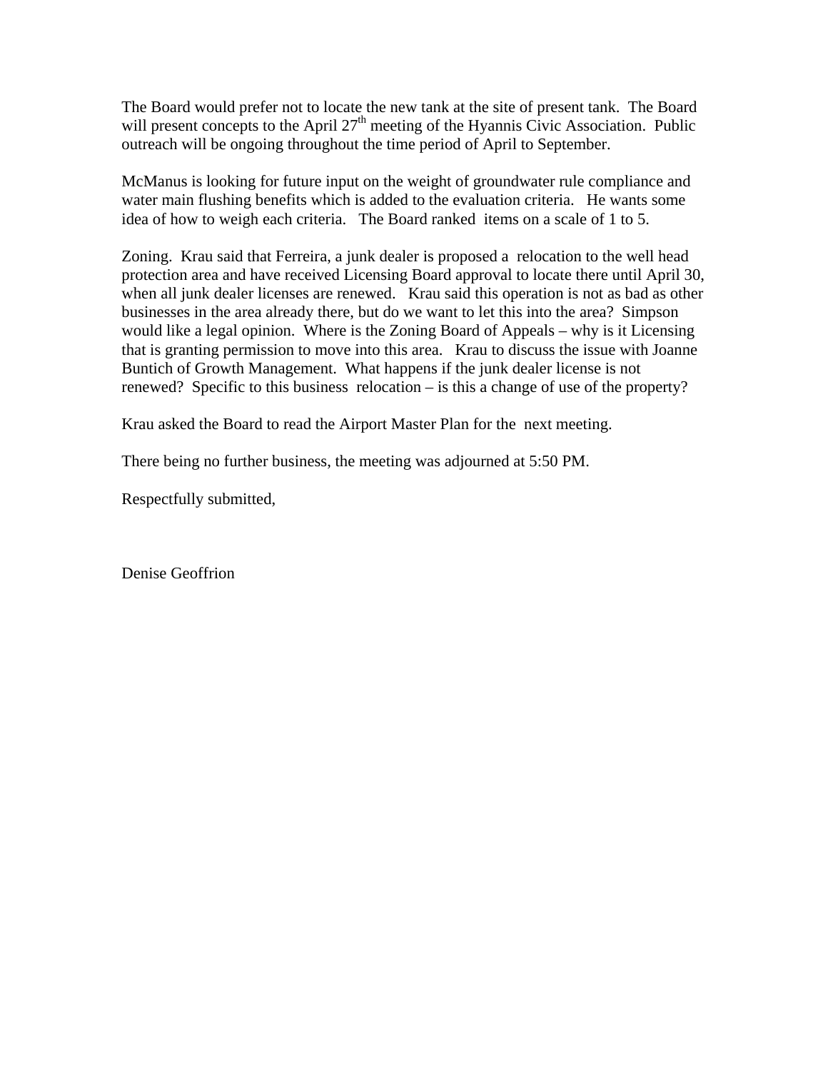The Board would prefer not to locate the new tank at the site of present tank. The Board will present concepts to the April 27th meeting of the Hyannis Civic Association. Public outreach will be ongoing throughout the time period of April to September.

McManus is looking for future input on the weight of groundwater rule compliance and water main flushing benefits which is added to the evaluation criteria. He wants some idea of how to weigh each criteria. The Board ranked items on a scale of 1 to 5.

Zoning. Krau said that Ferreira, a junk dealer is proposed a relocation to the well head protection area and have received Licensing Board approval to locate there until April 30, when all junk dealer licenses are renewed. Krau said this operation is not as bad as other businesses in the area already there, but do we want to let this into the area? Simpson would like a legal opinion. Where is the Zoning Board of Appeals – why is it Licensing that is granting permission to move into this area. Krau to discuss the issue with Joanne Buntich of Growth Management. What happens if the junk dealer license is not renewed? Specific to this business relocation – is this a change of use of the property?

Krau asked the Board to read the Airport Master Plan for the next meeting.

There being no further business, the meeting was adjourned at 5:50 PM.

Respectfully submitted,

Denise Geoffrion